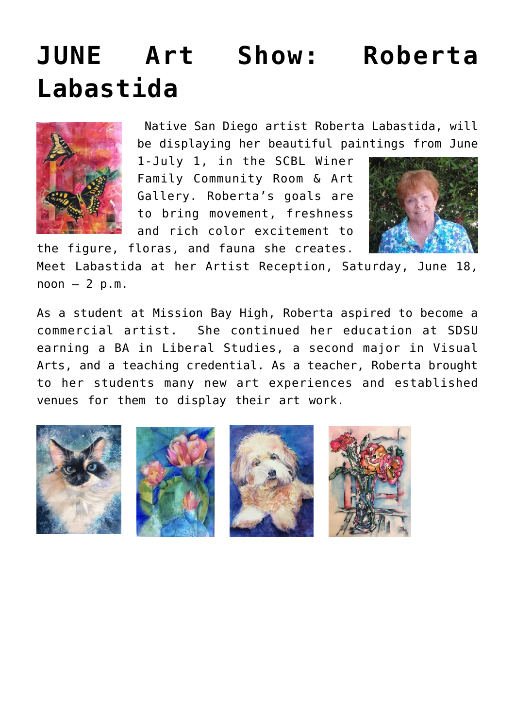# JUNE Art Show: Roberta Labastida

Native San Diego artist Roberta Labastida, will be displaying her beautiful paintings from June 1-July 1, in the SCBL Winer Family Community Room & Art Gallery. Roberta's goals are to bring movement, freshness and rich color excitement to the figure, floras, and fauna she creates. Meet Labastida at her Artist Reception, Saturday, June 18, noon – 2 p.m.

As a student at Mission Bay High, Roberta aspired to become a commercial artist. She continued her education at SDSU earning a BA in Liberal Studies, a second major in Visual Arts, and a teaching credential. As a teacher, Roberta brought to her students many new art experiences and established venues for them to display their art work.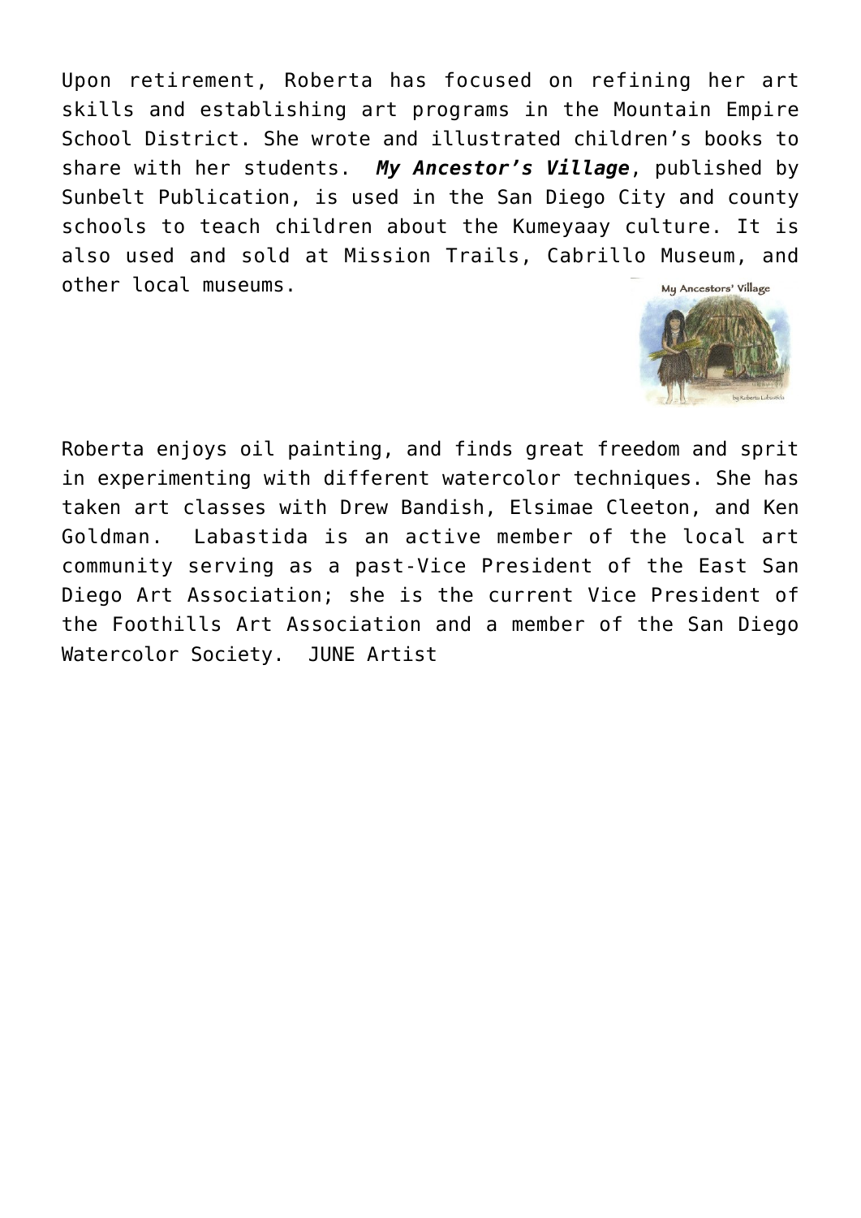Upon retirement, Roberta has focused on refining her art skills and establishing art programs in the Mountain Empire School District. She wrote and illustrated children's books to share with her students. ***My Ancestor's Village***, published by Sunbelt Publication, is used in the San Diego City and county schools to teach children about the Kumeyaay culture. It is also used and sold at Mission Trails, Cabrillo Museum, and other local museums.

Roberta enjoys oil painting, and finds great freedom and sprit in experimenting with different watercolor techniques. She has taken art classes with Drew Bandish, Elsimae Cleeton, and Ken Goldman. Labastida is an active member of the local art community serving as a past-Vice President of the East San Diego Art Association; she is the current Vice President of the Foothills Art Association and a member of the San Diego Watercolor Society. JUNE Artist